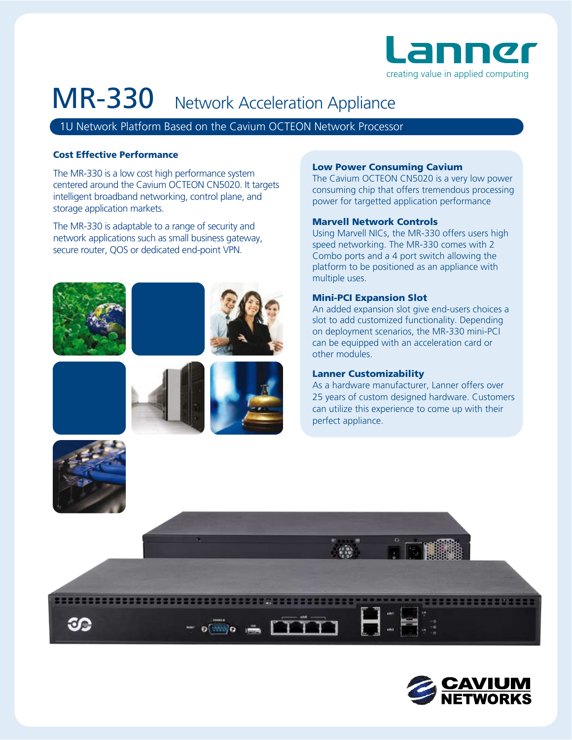Lanner

creating value in applied computing

# MR-330 Network Acceleration Appliance

## 1U Network Platform Based on the Cavium OCTEON Network Processor

### Cost Effective Performance

The MR-330 is a low cost high performance system centered around the Cavium OCTEON CN5020. It targets intelligent broadband networking, control plane, and storage application markets.

The MR-330 is adaptable to a range of security and network applications such as small business gateway, secure router, QOS or dedicated end-point VPN.

### Low Power Consuming Cavium

The Cavium OCTEON CN5020 is a very low power consuming chip that offers tremendous processing power for targetted application performance

### Marvell Network Controls

Using Marvell NICs, the MR-330 offers users high speed networking. The MR-330 comes with 2 Combo ports and a 4 port switch allowing the platform to be positioned as an appliance with multiple uses.

### Mini-PCI Expansion Slot

An added expansion slot give end-users choices a slot to add customized functionality. Depending on deployment scenarios, the MR-330 mini-PCI can be equipped with an acceleration card or other modules.

### Lanner Customizability

As a hardware manufacturer, Lanner offers over 25 years of custom designed hardware. Customers can utilize this experience to come up with their perfect appliance.

CAVIUM NETWORKS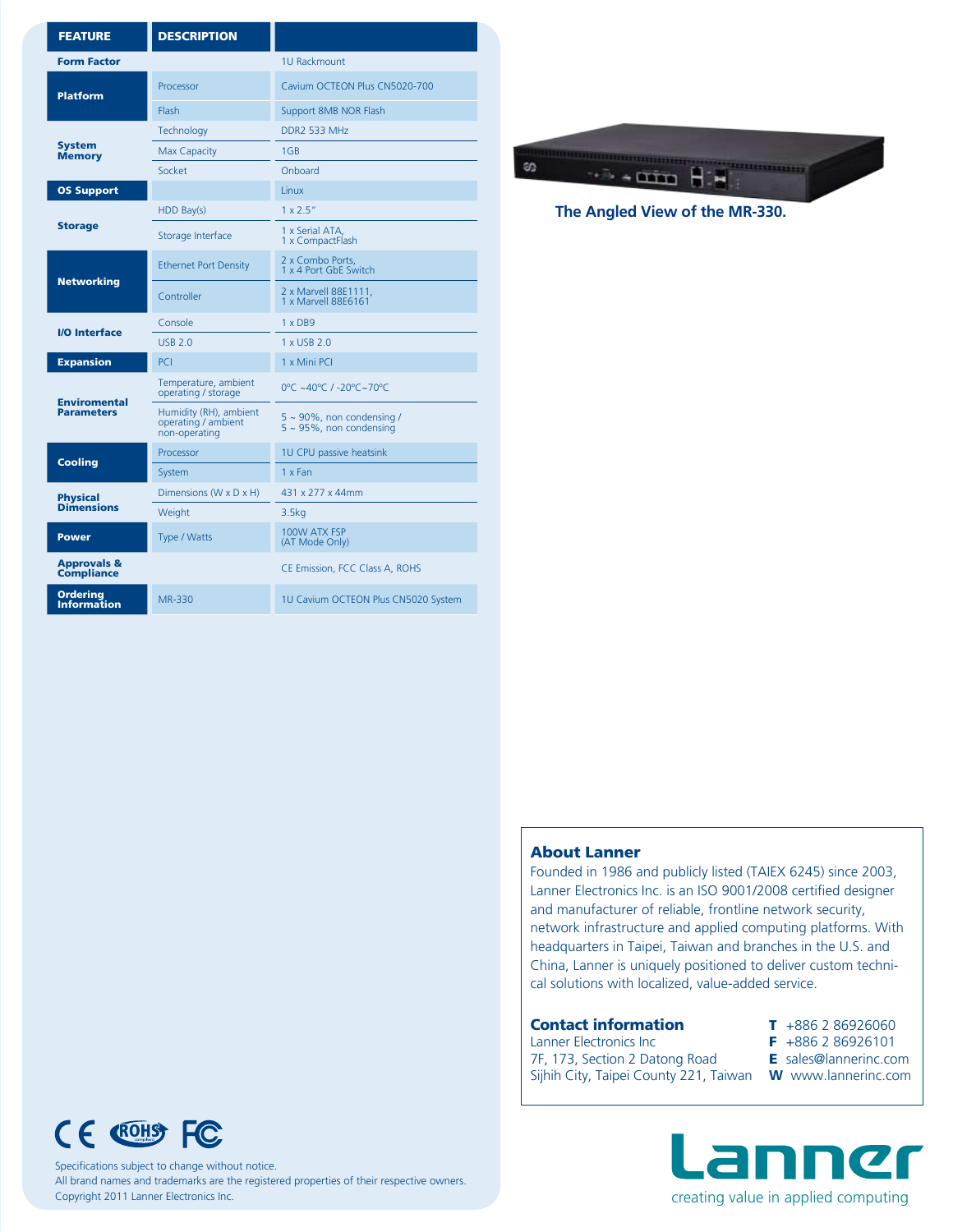| FEATURE | DESCRIPTION | |
|---|---|---|
| Form Factor | | 1U Rackmount |
| Platform | Processor | Cavium OCTEON Plus CN5020-700 |
| | Flash | Support 8MB NOR Flash |
| System Memory | Technology | DDR2 533 MHz |
| | Max Capacity | 1GB |
| | Socket | Onboard |
| OS Support | | Linux |
| Storage | HDD Bay(s) | 1 x 2.5" |
| | Storage Interface | 1 x Serial ATA, 1 x CompactFlash |
| Networking | Ethernet Port Density | 2 x Combo Ports, 1 x 4 Port GbE Switch |
| | Controller | 2 x Marvell 88E1111, 1 x Marvell 88E6161 |
| I/O Interface | Console | 1 x DB9 |
| | USB 2.0 | 1 x USB 2.0 |
| Expansion | PCI | 1 x Mini PCI |
| Enviromental Parameters | Temperature, ambient operating / storage | 0ºC ~40ºC / -20ºC~70ºC |
| | Humidity (RH), ambient operating / ambient non-operating | 5 ~ 90%, non condensing / 5 ~ 95%, non condensing |
| Cooling | Processor | 1U CPU passive heatsink |
| | System | 1 x Fan |
| Physical Dimensions | Dimensions (W x D x H) | 431 x 277 x 44mm |
| | Weight | 3.5kg |
| Power | Type / Watts | 100W ATX FSP (AT Mode Only) |
| Approvals & Compliance | | CE Emission, FCC Class A, ROHS |
| Ordering Information | MR-330 | 1U Cavium OCTEON Plus CN5020 System |

**The Angled View of the MR-330.**

## About Lanner

Founded in 1986 and publicly listed (TAIEX 6245) since 2003, Lanner Electronics Inc. is an ISO 9001/2008 certified designer and manufacturer of reliable, frontline network security, network infrastructure and applied computing platforms. With headquarters in Taipei, Taiwan and branches in the U.S. and China, Lanner is uniquely positioned to deliver custom technical solutions with localized, value-added service.

## Contact information

Lanner Electronics Inc
7F, 173, Section 2 Datong Road
Sijhih City, Taipei County 221, Taiwan

**T** +886 2 86926060
**F** +886 2 86926101
**E** sales@lannerinc.com
**W** www.lannerinc.com

Specifications subject to change without notice.
All brand names and trademarks are the registered properties of their respective owners.
Copyright 2011 Lanner Electronics Inc.

Lanner
creating value in applied computing